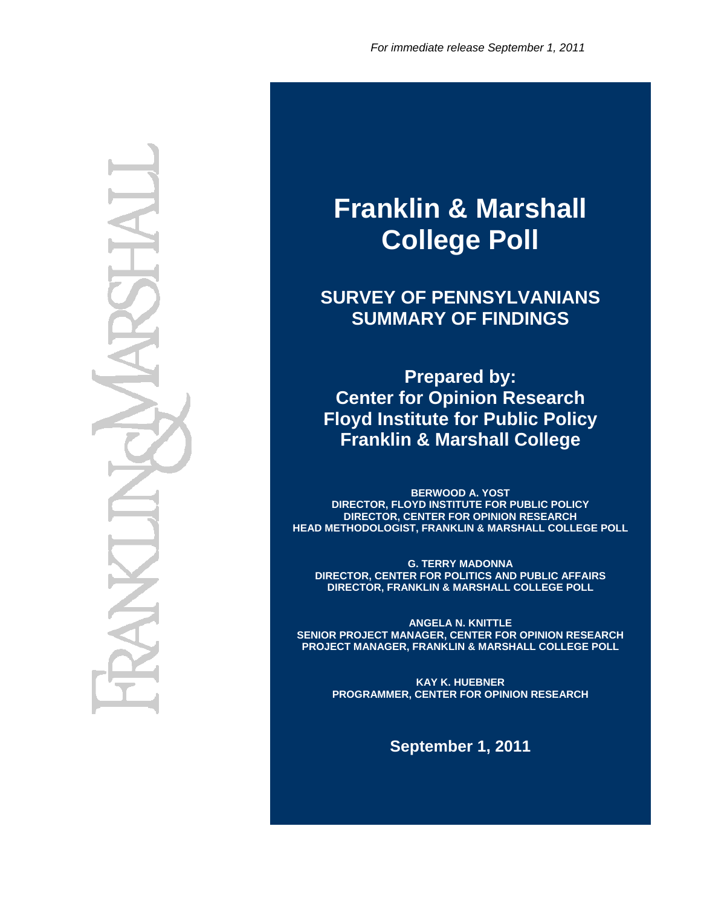*For immediate release September 1, 2011*

# Franklin & Marshall College Poll

## SURVEY OF PENNSYLVANIANS SUMMARY OF FINDINGS

### Prepared by: Center for Opinion Research Floyd Institute for Public Policy Franklin & Marshall College

**BERWOOD A. YOST**
**DIRECTOR, FLOYD INSTITUTE FOR PUBLIC POLICY**
**DIRECTOR, CENTER FOR OPINION RESEARCH**
**HEAD METHODOLOGIST, FRANKLIN & MARSHALL COLLEGE POLL**

**G. TERRY MADONNA**
**DIRECTOR, CENTER FOR POLITICS AND PUBLIC AFFAIRS**
**DIRECTOR, FRANKLIN & MARSHALL COLLEGE POLL**

**ANGELA N. KNITTLE**
**SENIOR PROJECT MANAGER, CENTER FOR OPINION RESEARCH**
**PROJECT MANAGER, FRANKLIN & MARSHALL COLLEGE POLL**

**KAY K. HUEBNER**
**PROGRAMMER, CENTER FOR OPINION RESEARCH**

**September 1, 2011**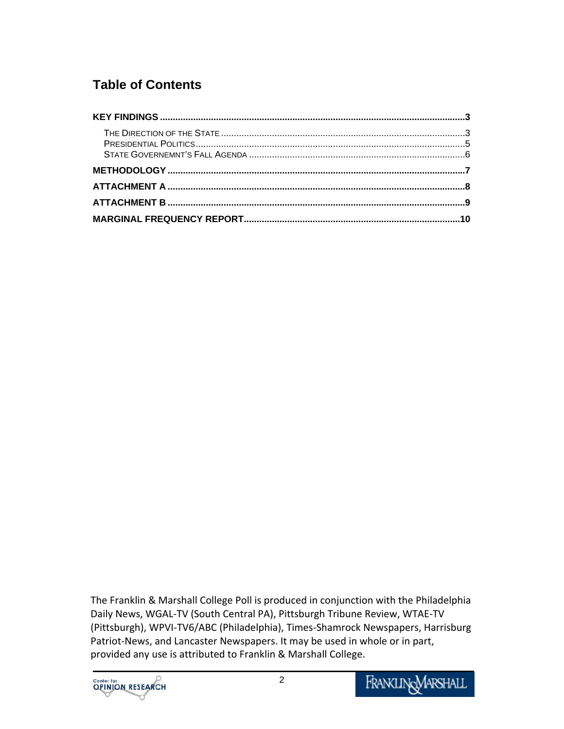## Table of Contents

**KEY FINDINGS** .......... 3

- The Direction of the State .......... 3
- Presidential Politics .......... 5
- State Governemnt's Fall Agenda .......... 6

**METHODOLOGY** .......... 7

**ATTACHMENT A** .......... 8

**ATTACHMENT B** .......... 9

**MARGINAL FREQUENCY REPORT** .......... 10

The Franklin & Marshall College Poll is produced in conjunction with the Philadelphia Daily News, WGAL-TV (South Central PA), Pittsburgh Tribune Review, WTAE-TV (Pittsburgh), WPVI-TV6/ABC (Philadelphia), Times-Shamrock Newspapers, Harrisburg Patriot-News, and Lancaster Newspapers. It may be used in whole or in part, provided any use is attributed to Franklin & Marshall College.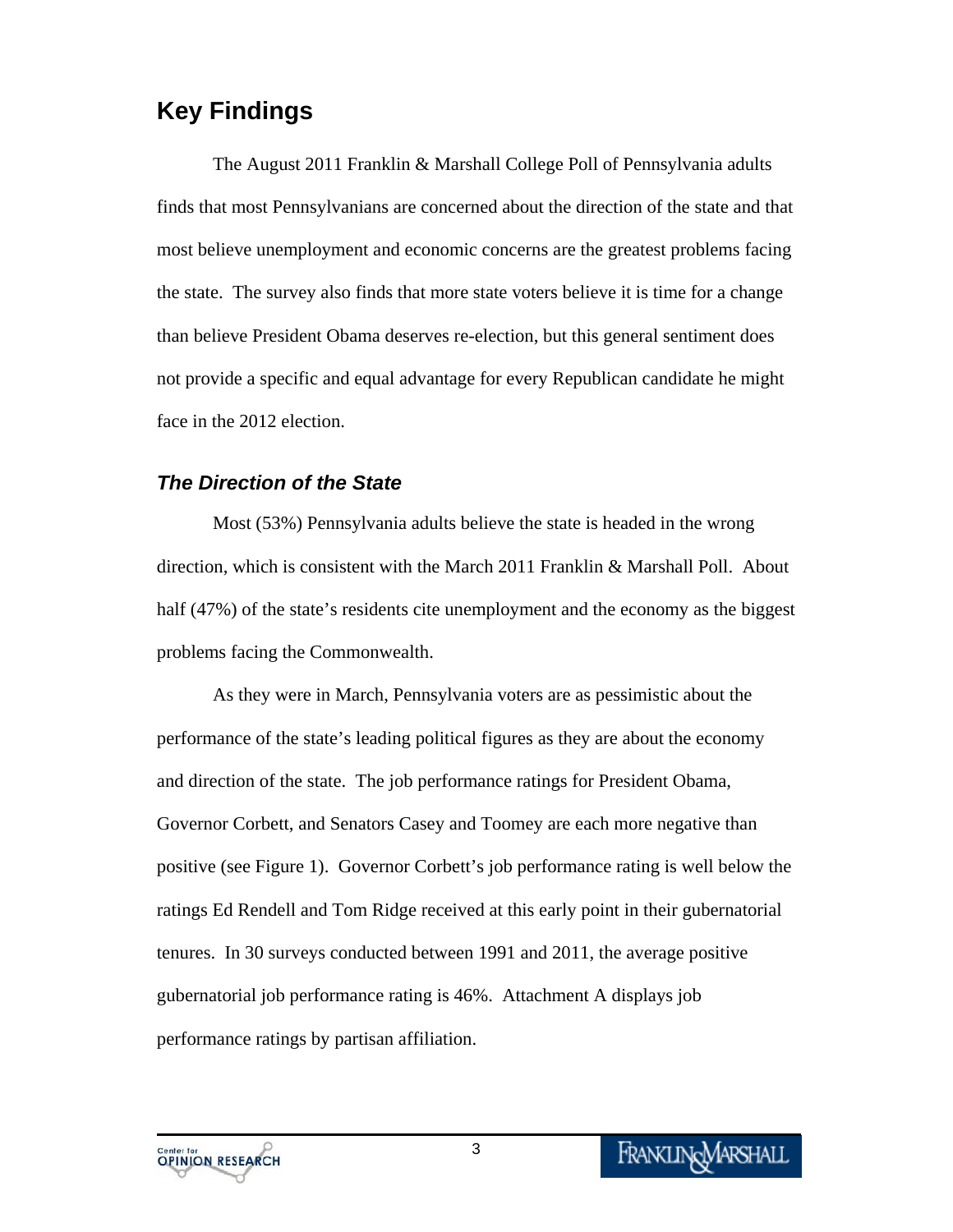## Key Findings

The August 2011 Franklin & Marshall College Poll of Pennsylvania adults finds that most Pennsylvanians are concerned about the direction of the state and that most believe unemployment and economic concerns are the greatest problems facing the state. The survey also finds that more state voters believe it is time for a change than believe President Obama deserves re-election, but this general sentiment does not provide a specific and equal advantage for every Republican candidate he might face in the 2012 election.

### *The Direction of the State*

Most (53%) Pennsylvania adults believe the state is headed in the wrong direction, which is consistent with the March 2011 Franklin & Marshall Poll. About half (47%) of the state's residents cite unemployment and the economy as the biggest problems facing the Commonwealth.

As they were in March, Pennsylvania voters are as pessimistic about the performance of the state's leading political figures as they are about the economy and direction of the state. The job performance ratings for President Obama, Governor Corbett, and Senators Casey and Toomey are each more negative than positive (see Figure 1). Governor Corbett's job performance rating is well below the ratings Ed Rendell and Tom Ridge received at this early point in their gubernatorial tenures. In 30 surveys conducted between 1991 and 2011, the average positive gubernatorial job performance rating is 46%. Attachment A displays job performance ratings by partisan affiliation.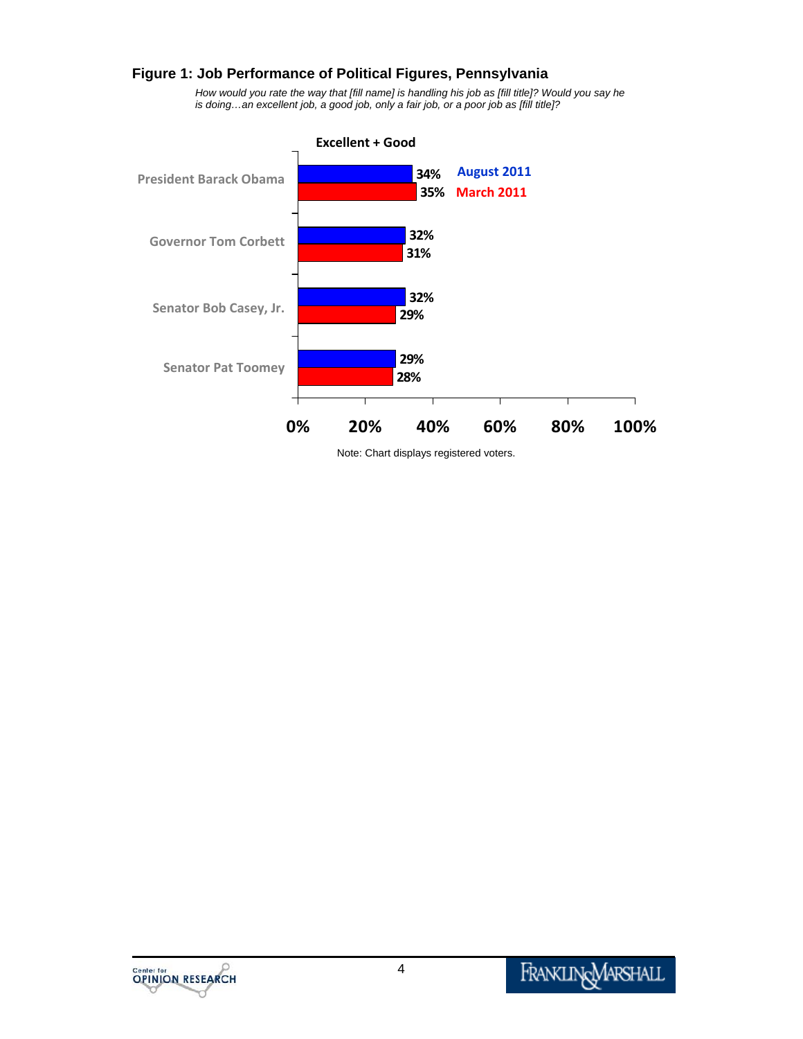## Figure 1: Job Performance of Political Figures, Pennsylvania

*How would you rate the way that [fill name] is handling his job as [fill title]? Would you say he is doing…an excellent job, a good job, only a fair job, or a poor job as [fill title]?*

**Excellent + Good**

| | August 2011 | March 2011 |
|---|---|---|
| President Barack Obama | 34% | 35% |
| Governor Tom Corbett | 32% | 31% |
| Senator Bob Casey, Jr. | 32% | 29% |
| Senator Pat Toomey | 29% | 28% |

Note: Chart displays registered voters.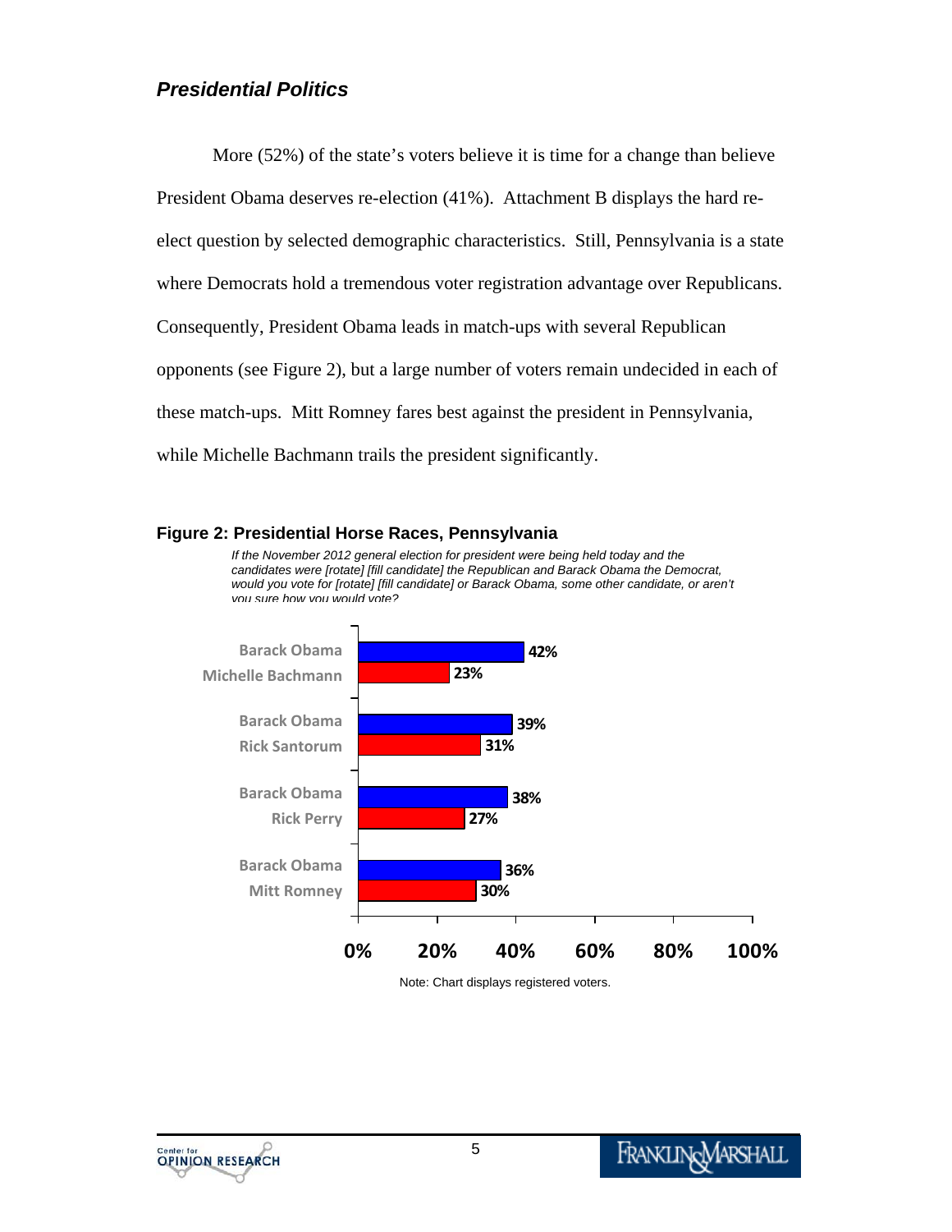## *Presidential Politics*

More (52%) of the state's voters believe it is time for a change than believe President Obama deserves re-election (41%). Attachment B displays the hard re-elect question by selected demographic characteristics. Still, Pennsylvania is a state where Democrats hold a tremendous voter registration advantage over Republicans. Consequently, President Obama leads in match-ups with several Republican opponents (see Figure 2), but a large number of voters remain undecided in each of these match-ups. Mitt Romney fares best against the president in Pennsylvania, while Michelle Bachmann trails the president significantly.

**Figure 2: Presidential Horse Races, Pennsylvania**

*If the November 2012 general election for president were being held today and the candidates were [rotate] [fill candidate] the Republican and Barack Obama the Democrat, would you vote for [rotate] [fill candidate] or Barack Obama, some other candidate, or aren't you sure how you would vote?*

| Match-up | Candidate | % |
|---|---|---|
| Obama vs. Bachmann | Barack Obama | 42% |
| | Michelle Bachmann | 23% |
| Obama vs. Santorum | Barack Obama | 39% |
| | Rick Santorum | 31% |
| Obama vs. Perry | Barack Obama | 38% |
| | Rick Perry | 27% |
| Obama vs. Romney | Barack Obama | 36% |
| | Mitt Romney | 30% |

Note: Chart displays registered voters.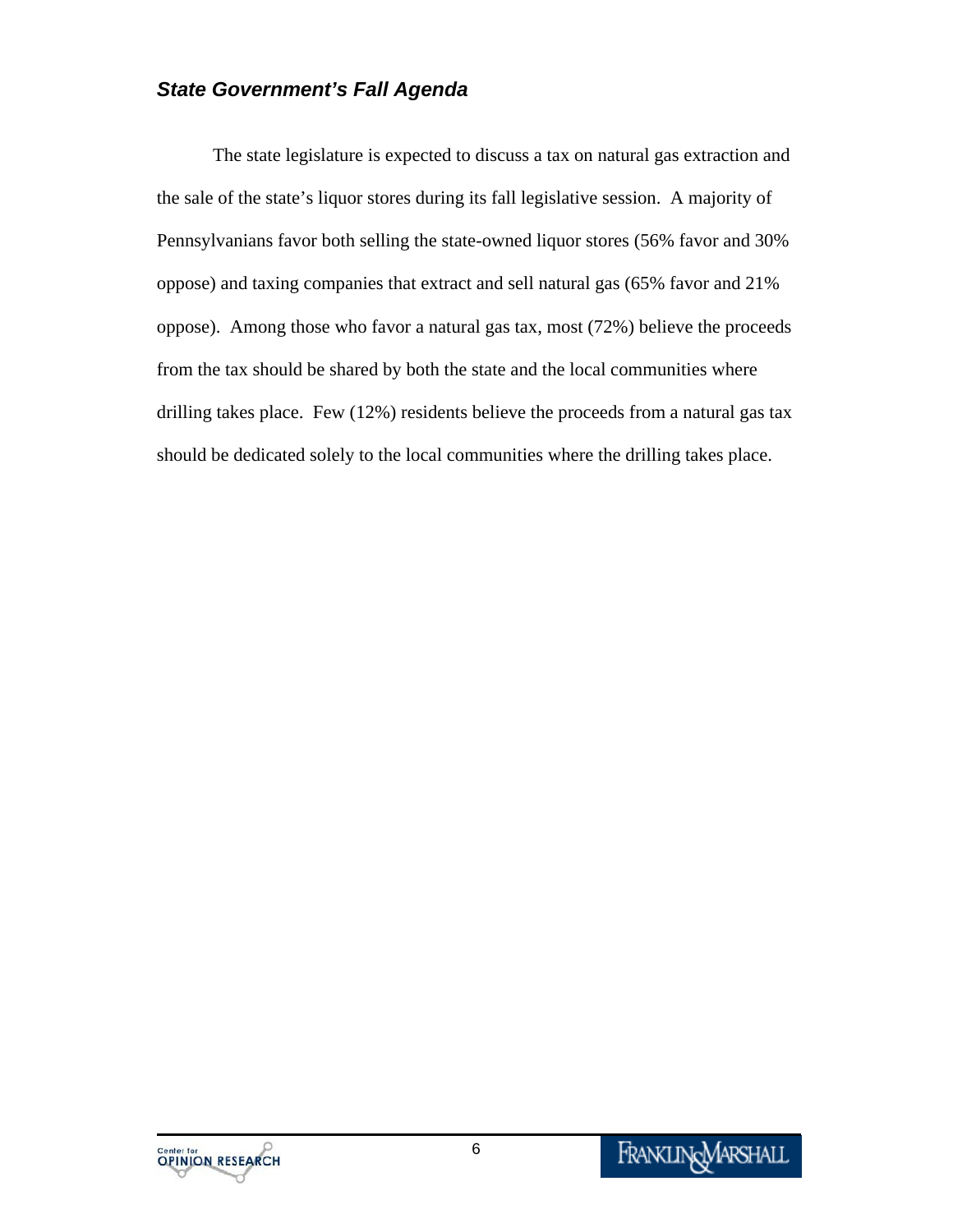### *State Government's Fall Agenda*

The state legislature is expected to discuss a tax on natural gas extraction and the sale of the state's liquor stores during its fall legislative session. A majority of Pennsylvanians favor both selling the state-owned liquor stores (56% favor and 30% oppose) and taxing companies that extract and sell natural gas (65% favor and 21% oppose). Among those who favor a natural gas tax, most (72%) believe the proceeds from the tax should be shared by both the state and the local communities where drilling takes place. Few (12%) residents believe the proceeds from a natural gas tax should be dedicated solely to the local communities where the drilling takes place.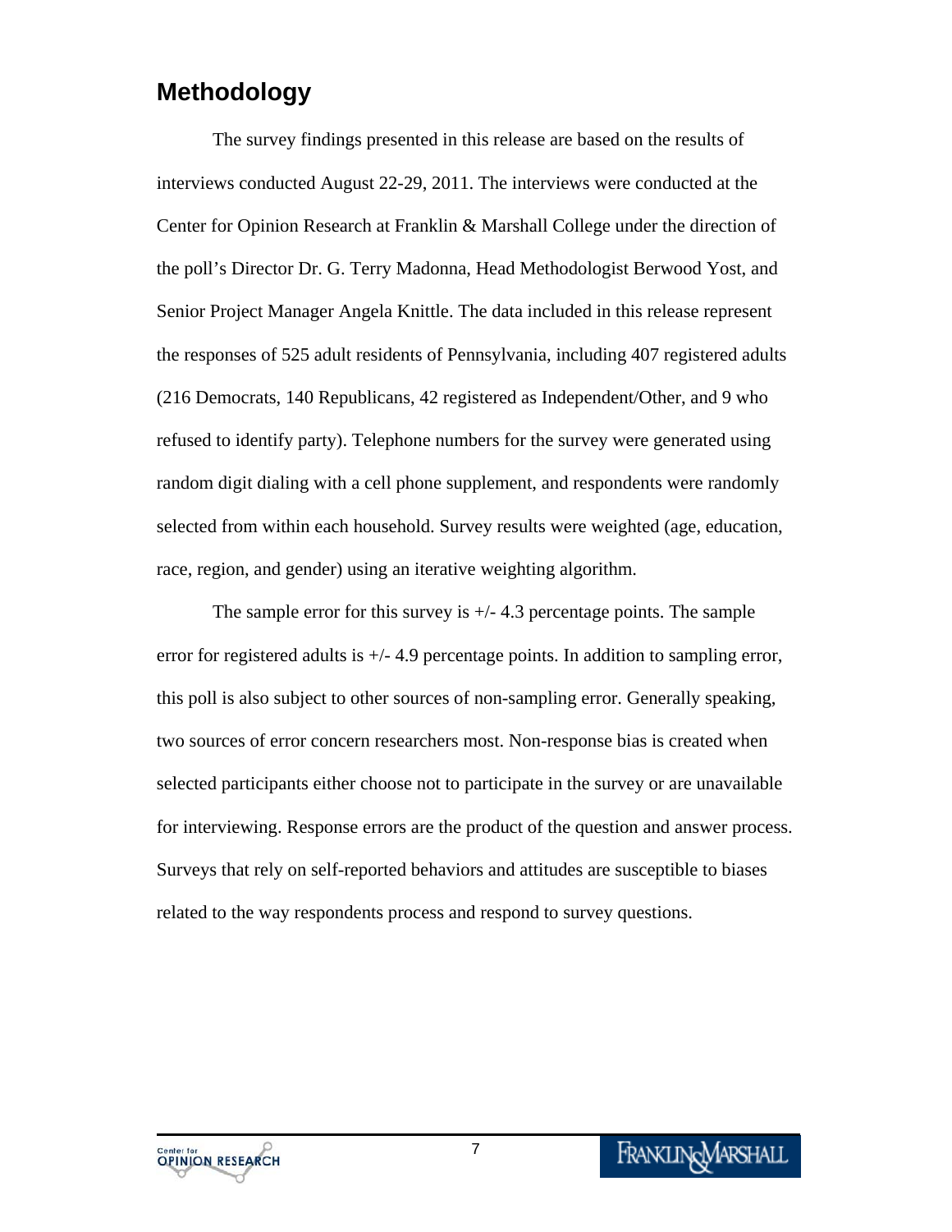## Methodology

The survey findings presented in this release are based on the results of interviews conducted August 22-29, 2011. The interviews were conducted at the Center for Opinion Research at Franklin & Marshall College under the direction of the poll's Director Dr. G. Terry Madonna, Head Methodologist Berwood Yost, and Senior Project Manager Angela Knittle. The data included in this release represent the responses of 525 adult residents of Pennsylvania, including 407 registered adults (216 Democrats, 140 Republicans, 42 registered as Independent/Other, and 9 who refused to identify party). Telephone numbers for the survey were generated using random digit dialing with a cell phone supplement, and respondents were randomly selected from within each household. Survey results were weighted (age, education, race, region, and gender) using an iterative weighting algorithm.

The sample error for this survey is +/- 4.3 percentage points. The sample error for registered adults is +/- 4.9 percentage points. In addition to sampling error, this poll is also subject to other sources of non-sampling error. Generally speaking, two sources of error concern researchers most. Non-response bias is created when selected participants either choose not to participate in the survey or are unavailable for interviewing. Response errors are the product of the question and answer process. Surveys that rely on self-reported behaviors and attitudes are susceptible to biases related to the way respondents process and respond to survey questions.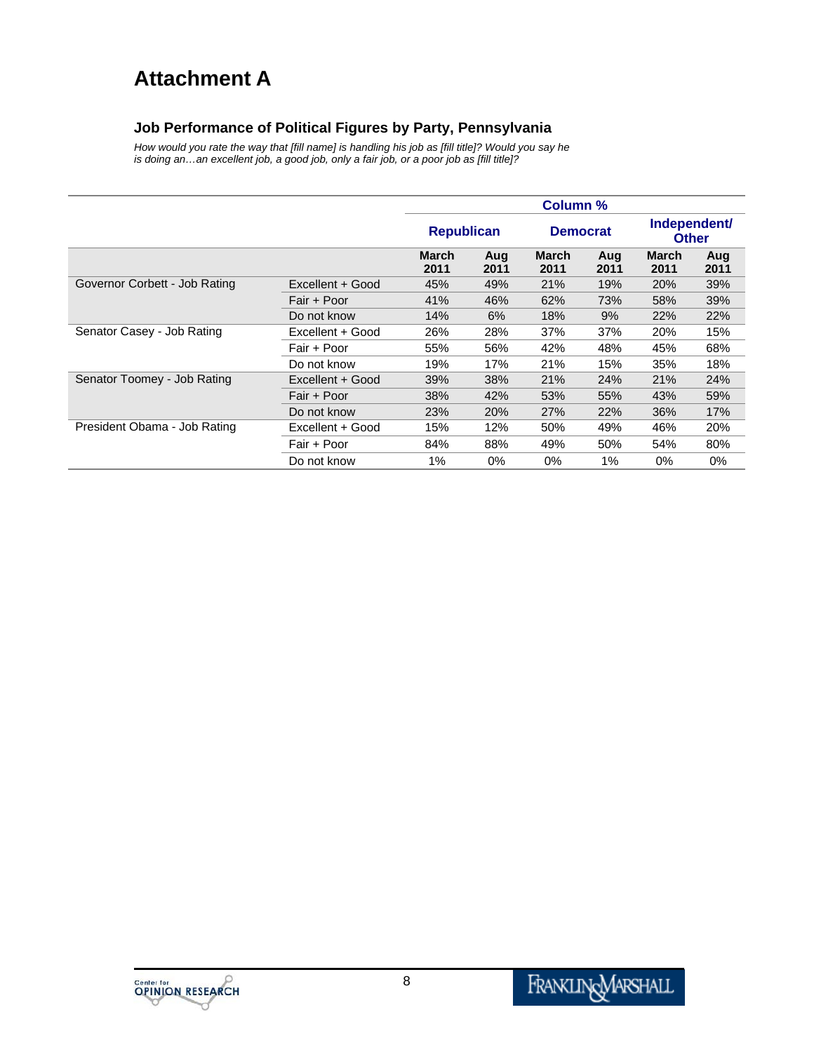# Attachment A

### Job Performance of Political Figures by Party, Pennsylvania

*How would you rate the way that [fill name] is handling his job as [fill title]? Would you say he is doing an…an excellent job, a good job, only a fair job, or a poor job as [fill title]?*

| | | Column % | | | | | |
|---|---|---|---|---|---|---|---|
| | | Republican | | Democrat | | Independent/ Other | |
| | | March 2011 | Aug 2011 | March 2011 | Aug 2011 | March 2011 | Aug 2011 |
| Governor Corbett - Job Rating | Excellent + Good | 45% | 49% | 21% | 19% | 20% | 39% |
| | Fair + Poor | 41% | 46% | 62% | 73% | 58% | 39% |
| | Do not know | 14% | 6% | 18% | 9% | 22% | 22% |
| Senator Casey - Job Rating | Excellent + Good | 26% | 28% | 37% | 37% | 20% | 15% |
| | Fair + Poor | 55% | 56% | 42% | 48% | 45% | 68% |
| | Do not know | 19% | 17% | 21% | 15% | 35% | 18% |
| Senator Toomey - Job Rating | Excellent + Good | 39% | 38% | 21% | 24% | 21% | 24% |
| | Fair + Poor | 38% | 42% | 53% | 55% | 43% | 59% |
| | Do not know | 23% | 20% | 27% | 22% | 36% | 17% |
| President Obama - Job Rating | Excellent + Good | 15% | 12% | 50% | 49% | 46% | 20% |
| | Fair + Poor | 84% | 88% | 49% | 50% | 54% | 80% |
| | Do not know | 1% | 0% | 0% | 1% | 0% | 0% |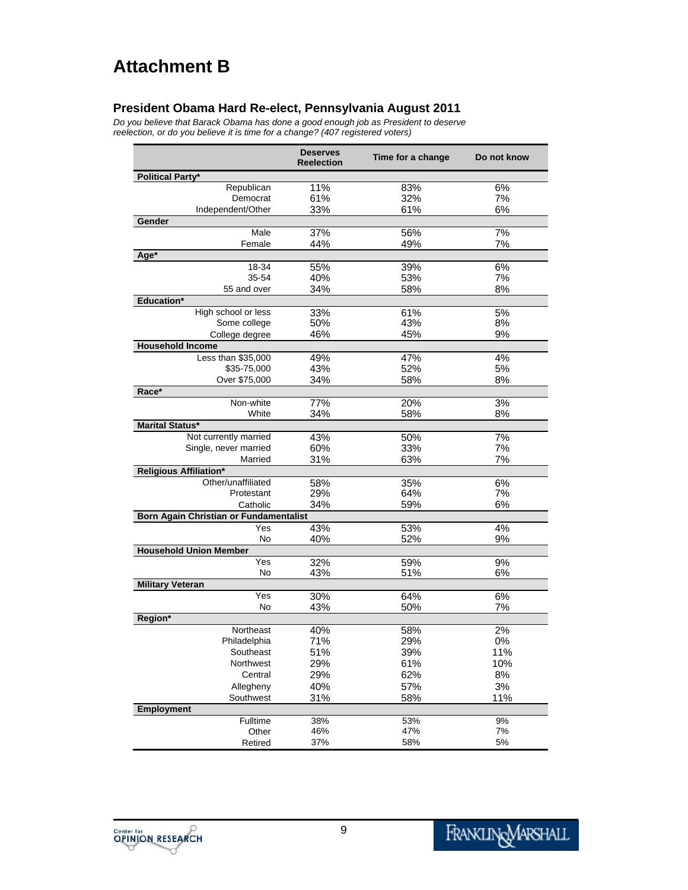# Attachment B

## President Obama Hard Re-elect, Pennsylvania August 2011

*Do you believe that Barack Obama has done a good enough job as President to deserve reelection, or do you believe it is time for a change? (407 registered voters)*

| | Deserves Reelection | Time for a change | Do not know |
|---|---|---|---|
| **Political Party*** | | | |
| Republican | 11% | 83% | 6% |
| Democrat | 61% | 32% | 7% |
| Independent/Other | 33% | 61% | 6% |
| **Gender** | | | |
| Male | 37% | 56% | 7% |
| Female | 44% | 49% | 7% |
| **Age*** | | | |
| 18-34 | 55% | 39% | 6% |
| 35-54 | 40% | 53% | 7% |
| 55 and over | 34% | 58% | 8% |
| **Education*** | | | |
| High school or less | 33% | 61% | 5% |
| Some college | 50% | 43% | 8% |
| College degree | 46% | 45% | 9% |
| **Household Income** | | | |
| Less than $35,000 | 49% | 47% | 4% |
| $35-75,000 | 43% | 52% | 5% |
| Over $75,000 | 34% | 58% | 8% |
| **Race*** | | | |
| Non-white | 77% | 20% | 3% |
| White | 34% | 58% | 8% |
| **Marital Status*** | | | |
| Not currently married | 43% | 50% | 7% |
| Single, never married | 60% | 33% | 7% |
| Married | 31% | 63% | 7% |
| **Religious Affiliation*** | | | |
| Other/unaffiliated | 58% | 35% | 6% |
| Protestant | 29% | 64% | 7% |
| Catholic | 34% | 59% | 6% |
| **Born Again Christian or Fundamentalist** | | | |
| Yes | 43% | 53% | 4% |
| No | 40% | 52% | 9% |
| **Household Union Member** | | | |
| Yes | 32% | 59% | 9% |
| No | 43% | 51% | 6% |
| **Military Veteran** | | | |
| Yes | 30% | 64% | 6% |
| No | 43% | 50% | 7% |
| **Region*** | | | |
| Northeast | 40% | 58% | 2% |
| Philadelphia | 71% | 29% | 0% |
| Southeast | 51% | 39% | 11% |
| Northwest | 29% | 61% | 10% |
| Central | 29% | 62% | 8% |
| Allegheny | 40% | 57% | 3% |
| Southwest | 31% | 58% | 11% |
| **Employment** | | | |
| Fulltime | 38% | 53% | 9% |
| Other | 46% | 47% | 7% |
| Retired | 37% | 58% | 5% |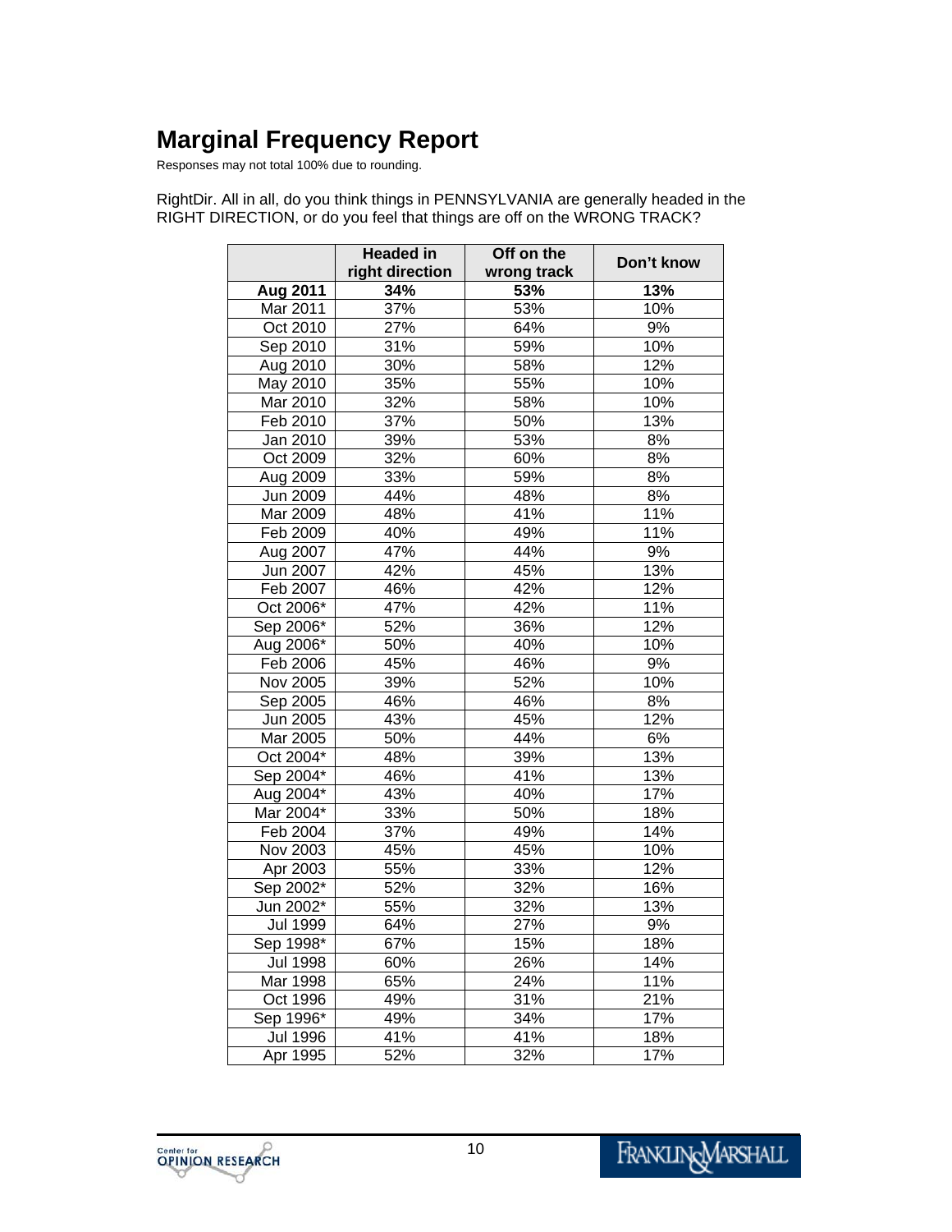# Marginal Frequency Report

Responses may not total 100% due to rounding.

RightDir. All in all, do you think things in PENNSYLVANIA are generally headed in the RIGHT DIRECTION, or do you feel that things are off on the WRONG TRACK?

| | Headed in right direction | Off on the wrong track | Don't know |
|---|---|---|---|
| **Aug 2011** | **34%** | **53%** | **13%** |
| Mar 2011 | 37% | 53% | 10% |
| Oct 2010 | 27% | 64% | 9% |
| Sep 2010 | 31% | 59% | 10% |
| Aug 2010 | 30% | 58% | 12% |
| May 2010 | 35% | 55% | 10% |
| Mar 2010 | 32% | 58% | 10% |
| Feb 2010 | 37% | 50% | 13% |
| Jan 2010 | 39% | 53% | 8% |
| Oct 2009 | 32% | 60% | 8% |
| Aug 2009 | 33% | 59% | 8% |
| Jun 2009 | 44% | 48% | 8% |
| Mar 2009 | 48% | 41% | 11% |
| Feb 2009 | 40% | 49% | 11% |
| Aug 2007 | 47% | 44% | 9% |
| Jun 2007 | 42% | 45% | 13% |
| Feb 2007 | 46% | 42% | 12% |
| Oct 2006* | 47% | 42% | 11% |
| Sep 2006* | 52% | 36% | 12% |
| Aug 2006* | 50% | 40% | 10% |
| Feb 2006 | 45% | 46% | 9% |
| Nov 2005 | 39% | 52% | 10% |
| Sep 2005 | 46% | 46% | 8% |
| Jun 2005 | 43% | 45% | 12% |
| Mar 2005 | 50% | 44% | 6% |
| Oct 2004* | 48% | 39% | 13% |
| Sep 2004* | 46% | 41% | 13% |
| Aug 2004* | 43% | 40% | 17% |
| Mar 2004* | 33% | 50% | 18% |
| Feb 2004 | 37% | 49% | 14% |
| Nov 2003 | 45% | 45% | 10% |
| Apr 2003 | 55% | 33% | 12% |
| Sep 2002* | 52% | 32% | 16% |
| Jun 2002* | 55% | 32% | 13% |
| Jul 1999 | 64% | 27% | 9% |
| Sep 1998* | 67% | 15% | 18% |
| Jul 1998 | 60% | 26% | 14% |
| Mar 1998 | 65% | 24% | 11% |
| Oct 1996 | 49% | 31% | 21% |
| Sep 1996* | 49% | 34% | 17% |
| Jul 1996 | 41% | 41% | 18% |
| Apr 1995 | 52% | 32% | 17% |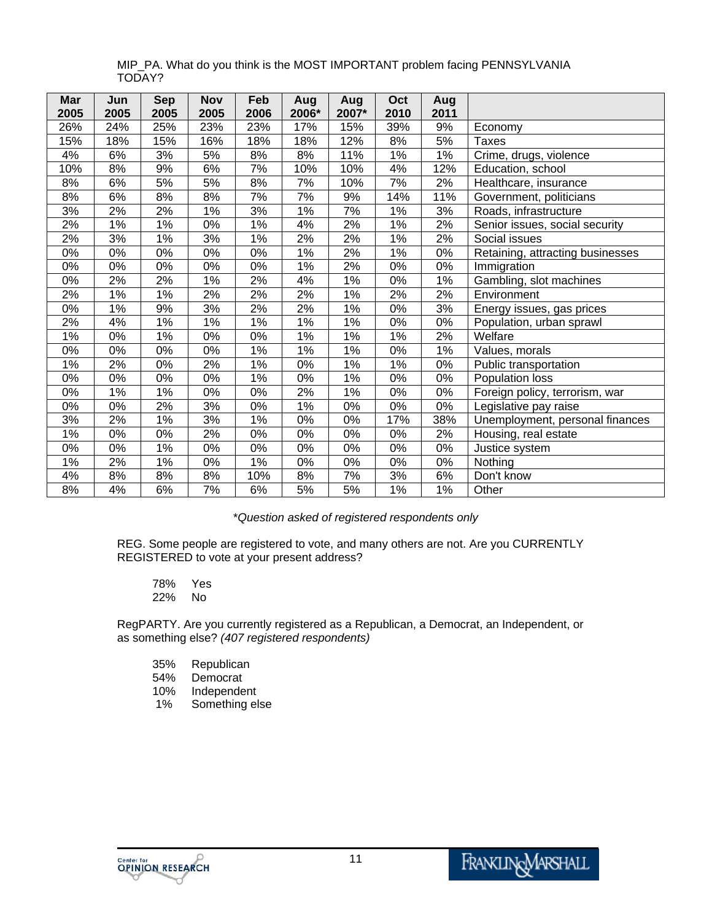MIP_PA. What do you think is the MOST IMPORTANT problem facing PENNSYLVANIA TODAY?

| Mar 2005 | Jun 2005 | Sep 2005 | Nov 2005 | Feb 2006 | Aug 2006* | Aug 2007* | Oct 2010 | Aug 2011 | |
|---|---|---|---|---|---|---|---|---|---|
| 26% | 24% | 25% | 23% | 23% | 17% | 15% | 39% | 9% | Economy |
| 15% | 18% | 15% | 16% | 18% | 18% | 12% | 8% | 5% | Taxes |
| 4% | 6% | 3% | 5% | 8% | 8% | 11% | 1% | 1% | Crime, drugs, violence |
| 10% | 8% | 9% | 6% | 7% | 10% | 10% | 4% | 12% | Education, school |
| 8% | 6% | 5% | 5% | 8% | 7% | 10% | 7% | 2% | Healthcare, insurance |
| 8% | 6% | 8% | 8% | 7% | 7% | 9% | 14% | 11% | Government, politicians |
| 3% | 2% | 2% | 1% | 3% | 1% | 7% | 1% | 3% | Roads, infrastructure |
| 2% | 1% | 1% | 0% | 1% | 4% | 2% | 1% | 2% | Senior issues, social security |
| 2% | 3% | 1% | 3% | 1% | 2% | 2% | 1% | 2% | Social issues |
| 0% | 0% | 0% | 0% | 0% | 1% | 2% | 1% | 0% | Retaining, attracting businesses |
| 0% | 0% | 0% | 0% | 0% | 1% | 2% | 0% | 0% | Immigration |
| 0% | 2% | 2% | 1% | 2% | 4% | 1% | 0% | 1% | Gambling, slot machines |
| 2% | 1% | 1% | 2% | 2% | 2% | 1% | 2% | 2% | Environment |
| 0% | 1% | 9% | 3% | 2% | 2% | 1% | 0% | 3% | Energy issues, gas prices |
| 2% | 4% | 1% | 1% | 1% | 1% | 1% | 0% | 0% | Population, urban sprawl |
| 1% | 0% | 1% | 0% | 0% | 1% | 1% | 1% | 2% | Welfare |
| 0% | 0% | 0% | 0% | 1% | 1% | 1% | 0% | 1% | Values, morals |
| 1% | 2% | 0% | 2% | 1% | 0% | 1% | 1% | 0% | Public transportation |
| 0% | 0% | 0% | 0% | 1% | 0% | 1% | 0% | 0% | Population loss |
| 0% | 1% | 1% | 0% | 0% | 2% | 1% | 0% | 0% | Foreign policy, terrorism, war |
| 0% | 0% | 2% | 3% | 0% | 1% | 0% | 0% | 0% | Legislative pay raise |
| 3% | 2% | 1% | 3% | 1% | 0% | 0% | 17% | 38% | Unemployment, personal finances |
| 1% | 0% | 0% | 2% | 0% | 0% | 0% | 0% | 2% | Housing, real estate |
| 0% | 0% | 1% | 0% | 0% | 0% | 0% | 0% | 0% | Justice system |
| 1% | 2% | 1% | 0% | 1% | 0% | 0% | 0% | 0% | Nothing |
| 4% | 8% | 8% | 8% | 10% | 8% | 7% | 3% | 6% | Don't know |
| 8% | 4% | 6% | 7% | 6% | 5% | 5% | 1% | 1% | Other |

*\*Question asked of registered respondents only*

REG. Some people are registered to vote, and many others are not. Are you CURRENTLY REGISTERED to vote at your present address?

78% Yes
22% No

RegPARTY. Are you currently registered as a Republican, a Democrat, an Independent, or as something else? *(407 registered respondents)*

35% Republican
54% Democrat
10% Independent
1% Something else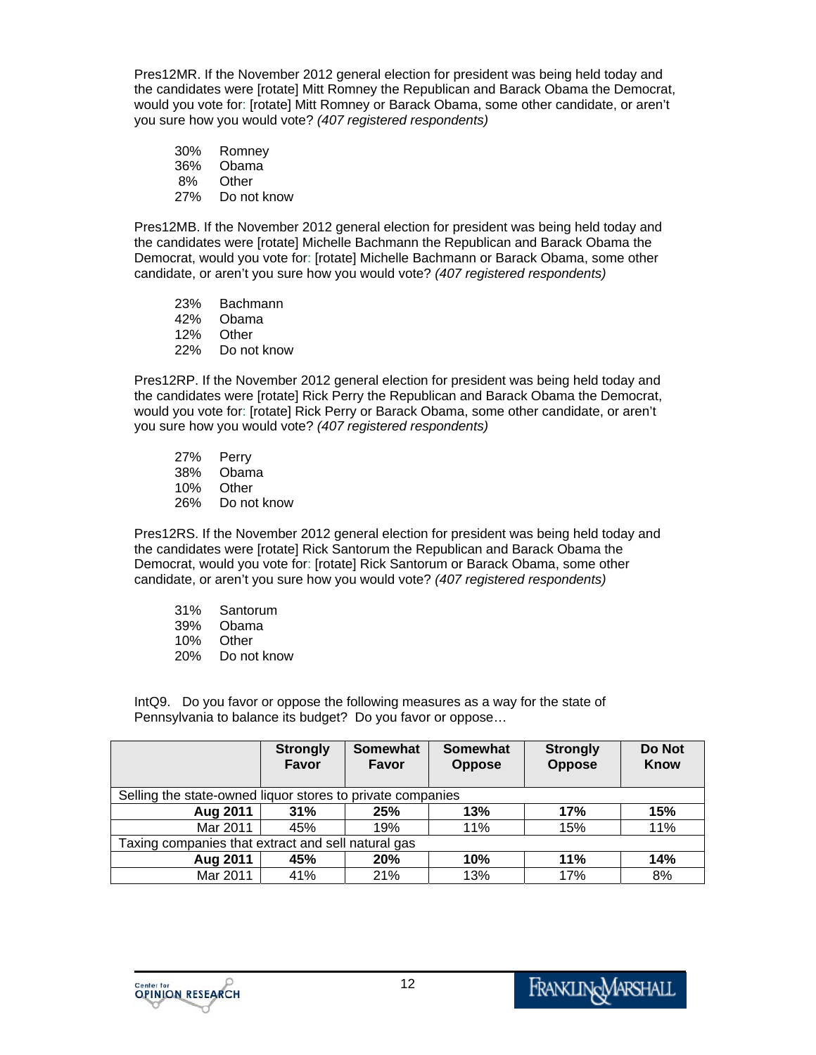Pres12MR. If the November 2012 general election for president was being held today and the candidates were [rotate] Mitt Romney the Republican and Barack Obama the Democrat, would you vote for: [rotate] Mitt Romney or Barack Obama, some other candidate, or aren't you sure how you would vote? *(407 registered respondents)*

30% Romney
36% Obama
8% Other
27% Do not know

Pres12MB. If the November 2012 general election for president was being held today and the candidates were [rotate] Michelle Bachmann the Republican and Barack Obama the Democrat, would you vote for: [rotate] Michelle Bachmann or Barack Obama, some other candidate, or aren't you sure how you would vote? *(407 registered respondents)*

23% Bachmann
42% Obama
12% Other
22% Do not know

Pres12RP. If the November 2012 general election for president was being held today and the candidates were [rotate] Rick Perry the Republican and Barack Obama the Democrat, would you vote for: [rotate] Rick Perry or Barack Obama, some other candidate, or aren't you sure how you would vote? *(407 registered respondents)*

27% Perry
38% Obama
10% Other
26% Do not know

Pres12RS. If the November 2012 general election for president was being held today and the candidates were [rotate] Rick Santorum the Republican and Barack Obama the Democrat, would you vote for: [rotate] Rick Santorum or Barack Obama, some other candidate, or aren't you sure how you would vote? *(407 registered respondents)*

31% Santorum
39% Obama
10% Other
20% Do not know

IntQ9. Do you favor or oppose the following measures as a way for the state of Pennsylvania to balance its budget? Do you favor or oppose…

| | **Strongly Favor** | **Somewhat Favor** | **Somewhat Oppose** | **Strongly Oppose** | **Do Not Know** |
|---|---|---|---|---|---|
| Selling the state-owned liquor stores to private companies | | | | | |
| **Aug 2011** | **31%** | **25%** | **13%** | **17%** | **15%** |
| Mar 2011 | 45% | 19% | 11% | 15% | 11% |
| Taxing companies that extract and sell natural gas | | | | | |
| **Aug 2011** | **45%** | **20%** | **10%** | **11%** | **14%** |
| Mar 2011 | 41% | 21% | 13% | 17% | 8% |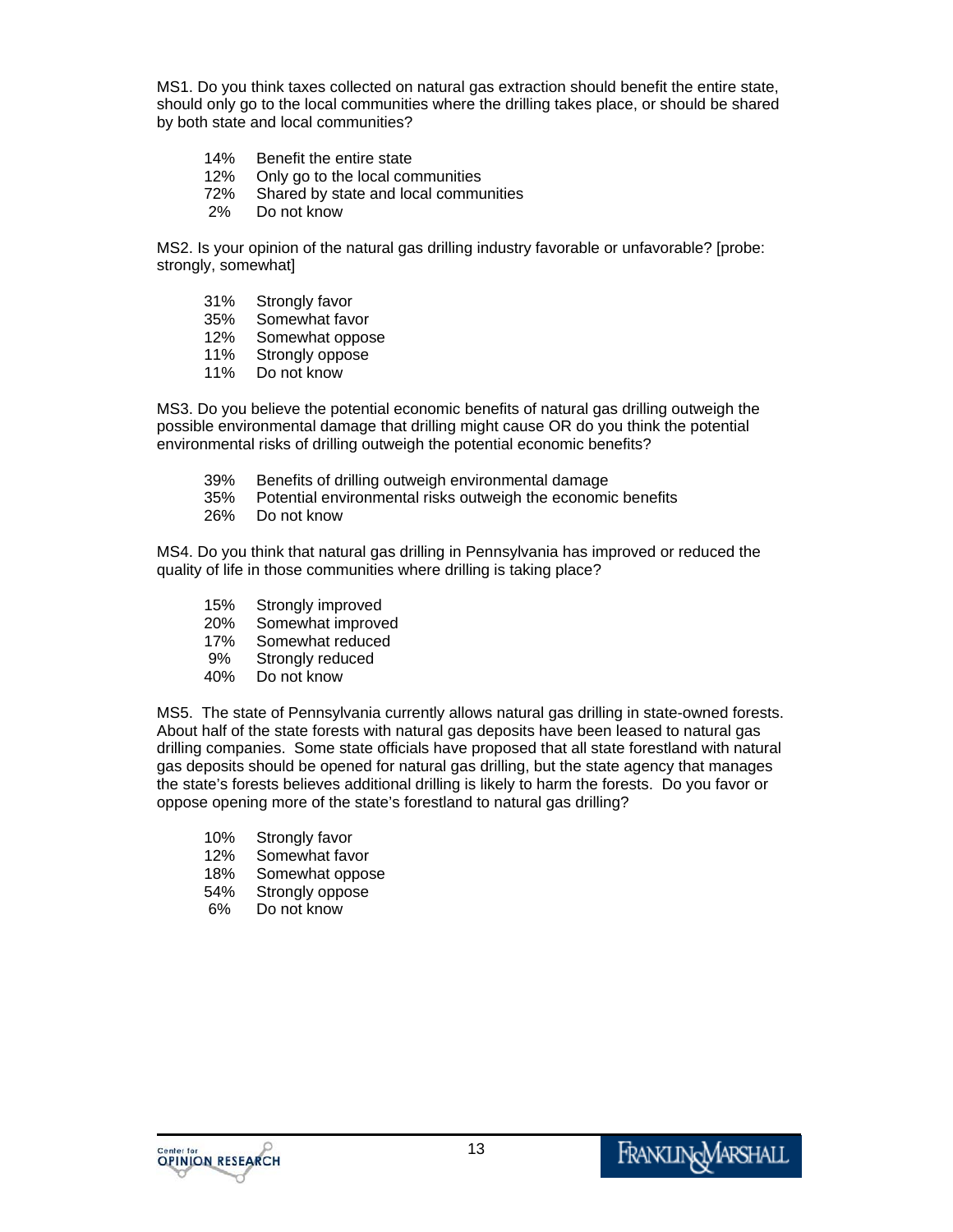MS1. Do you think taxes collected on natural gas extraction should benefit the entire state, should only go to the local communities where the drilling takes place, or should be shared by both state and local communities?

14% Benefit the entire state
12% Only go to the local communities
72% Shared by state and local communities
2% Do not know

MS2. Is your opinion of the natural gas drilling industry favorable or unfavorable? [probe: strongly, somewhat]

31% Strongly favor
35% Somewhat favor
12% Somewhat oppose
11% Strongly oppose
11% Do not know

MS3. Do you believe the potential economic benefits of natural gas drilling outweigh the possible environmental damage that drilling might cause OR do you think the potential environmental risks of drilling outweigh the potential economic benefits?

39% Benefits of drilling outweigh environmental damage
35% Potential environmental risks outweigh the economic benefits
26% Do not know

MS4. Do you think that natural gas drilling in Pennsylvania has improved or reduced the quality of life in those communities where drilling is taking place?

15% Strongly improved
20% Somewhat improved
17% Somewhat reduced
9% Strongly reduced
40% Do not know

MS5. The state of Pennsylvania currently allows natural gas drilling in state-owned forests. About half of the state forests with natural gas deposits have been leased to natural gas drilling companies. Some state officials have proposed that all state forestland with natural gas deposits should be opened for natural gas drilling, but the state agency that manages the state's forests believes additional drilling is likely to harm the forests. Do you favor or oppose opening more of the state's forestland to natural gas drilling?

10% Strongly favor
12% Somewhat favor
18% Somewhat oppose
54% Strongly oppose
6% Do not know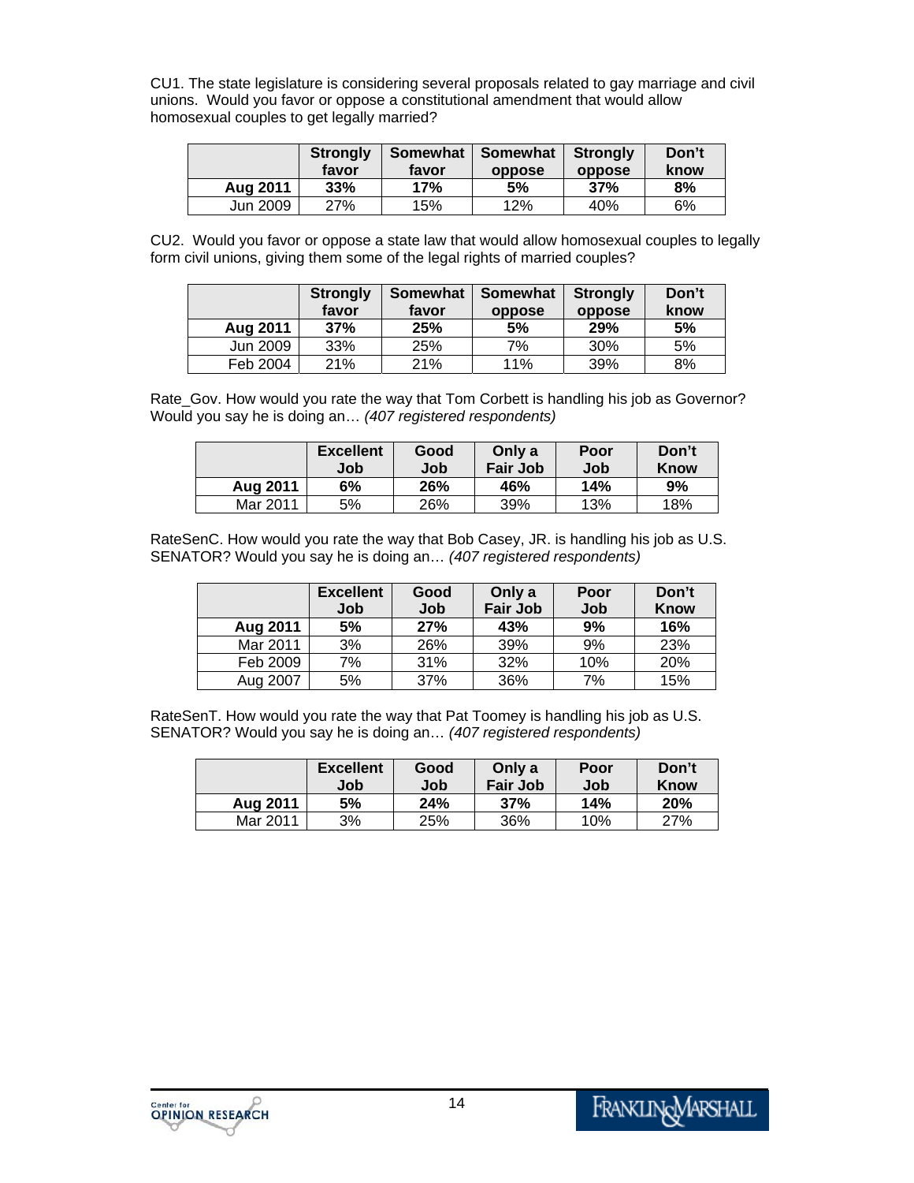CU1. The state legislature is considering several proposals related to gay marriage and civil unions. Would you favor or oppose a constitutional amendment that would allow homosexual couples to get legally married?

| | Strongly favor | Somewhat favor | Somewhat oppose | Strongly oppose | Don't know |
|---|---|---|---|---|---|
| **Aug 2011** | **33%** | **17%** | **5%** | **37%** | **8%** |
| Jun 2009 | 27% | 15% | 12% | 40% | 6% |

CU2. Would you favor or oppose a state law that would allow homosexual couples to legally form civil unions, giving them some of the legal rights of married couples?

| | Strongly favor | Somewhat favor | Somewhat oppose | Strongly oppose | Don't know |
|---|---|---|---|---|---|
| **Aug 2011** | **37%** | **25%** | **5%** | **29%** | **5%** |
| Jun 2009 | 33% | 25% | 7% | 30% | 5% |
| Feb 2004 | 21% | 21% | 11% | 39% | 8% |

Rate_Gov. How would you rate the way that Tom Corbett is handling his job as Governor? Would you say he is doing an… *(407 registered respondents)*

| | Excellent Job | Good Job | Only a Fair Job | Poor Job | Don't Know |
|---|---|---|---|---|---|
| **Aug 2011** | **6%** | **26%** | **46%** | **14%** | **9%** |
| Mar 2011 | 5% | 26% | 39% | 13% | 18% |

RateSenC. How would you rate the way that Bob Casey, JR. is handling his job as U.S. SENATOR? Would you say he is doing an… *(407 registered respondents)*

| | Excellent Job | Good Job | Only a Fair Job | Poor Job | Don't Know |
|---|---|---|---|---|---|
| **Aug 2011** | **5%** | **27%** | **43%** | **9%** | **16%** |
| Mar 2011 | 3% | 26% | 39% | 9% | 23% |
| Feb 2009 | 7% | 31% | 32% | 10% | 20% |
| Aug 2007 | 5% | 37% | 36% | 7% | 15% |

RateSenT. How would you rate the way that Pat Toomey is handling his job as U.S. SENATOR? Would you say he is doing an… *(407 registered respondents)*

| | Excellent Job | Good Job | Only a Fair Job | Poor Job | Don't Know |
|---|---|---|---|---|---|
| **Aug 2011** | **5%** | **24%** | **37%** | **14%** | **20%** |
| Mar 2011 | 3% | 25% | 36% | 10% | 27% |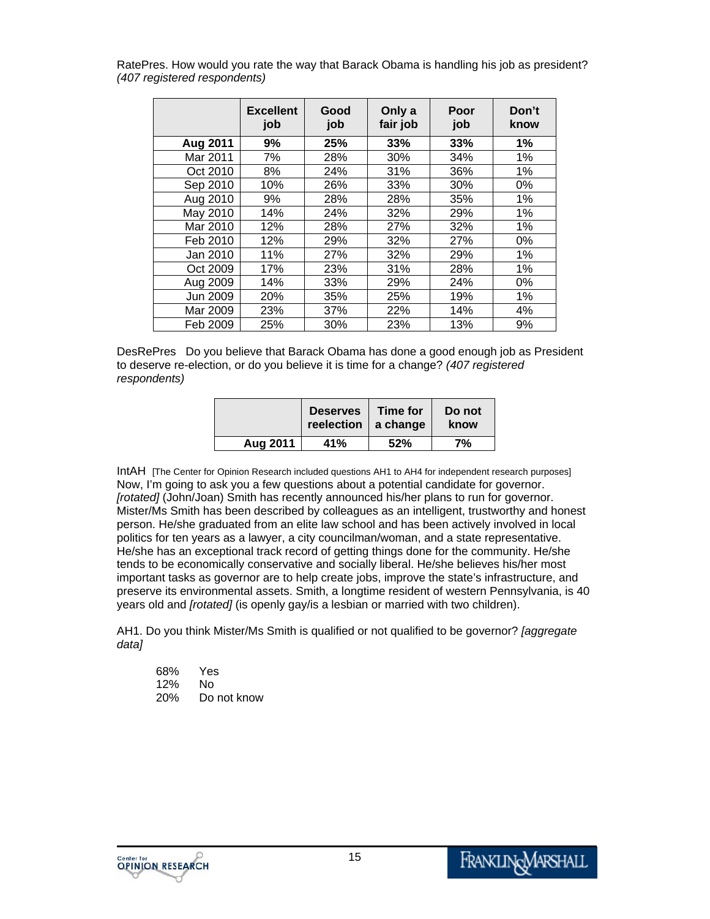RatePres. How would you rate the way that Barack Obama is handling his job as president? *(407 registered respondents)*

| | Excellent job | Good job | Only a fair job | Poor job | Don't know |
|---|---|---|---|---|---|
| **Aug 2011** | **9%** | **25%** | **33%** | **33%** | **1%** |
| Mar 2011 | 7% | 28% | 30% | 34% | 1% |
| Oct 2010 | 8% | 24% | 31% | 36% | 1% |
| Sep 2010 | 10% | 26% | 33% | 30% | 0% |
| Aug 2010 | 9% | 28% | 28% | 35% | 1% |
| May 2010 | 14% | 24% | 32% | 29% | 1% |
| Mar 2010 | 12% | 28% | 27% | 32% | 1% |
| Feb 2010 | 12% | 29% | 32% | 27% | 0% |
| Jan 2010 | 11% | 27% | 32% | 29% | 1% |
| Oct 2009 | 17% | 23% | 31% | 28% | 1% |
| Aug 2009 | 14% | 33% | 29% | 24% | 0% |
| Jun 2009 | 20% | 35% | 25% | 19% | 1% |
| Mar 2009 | 23% | 37% | 22% | 14% | 4% |
| Feb 2009 | 25% | 30% | 23% | 13% | 9% |

DesRePres Do you believe that Barack Obama has done a good enough job as President to deserve re-election, or do you believe it is time for a change? *(407 registered respondents)*

| | Deserves reelection | Time for a change | Do not know |
|---|---|---|---|
| **Aug 2011** | **41%** | **52%** | **7%** |

IntAH [The Center for Opinion Research included questions AH1 to AH4 for independent research purposes] Now, I'm going to ask you a few questions about a potential candidate for governor. *[rotated]* (John/Joan) Smith has recently announced his/her plans to run for governor. Mister/Ms Smith has been described by colleagues as an intelligent, trustworthy and honest person. He/she graduated from an elite law school and has been actively involved in local politics for ten years as a lawyer, a city councilman/woman, and a state representative. He/she has an exceptional track record of getting things done for the community. He/she tends to be economically conservative and socially liberal. He/she believes his/her most important tasks as governor are to help create jobs, improve the state's infrastructure, and preserve its environmental assets. Smith, a longtime resident of western Pennsylvania, is 40 years old and *[rotated]* (is openly gay/is a lesbian or married with two children).

AH1. Do you think Mister/Ms Smith is qualified or not qualified to be governor? *[aggregate data]*

68% Yes
12% No
20% Do not know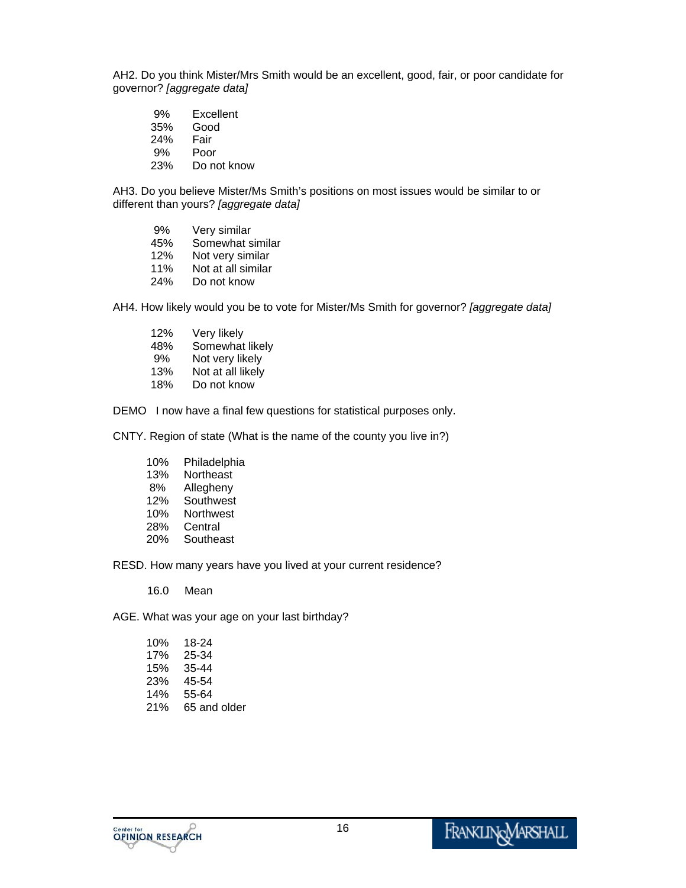AH2. Do you think Mister/Mrs Smith would be an excellent, good, fair, or poor candidate for governor? *[aggregate data]*

| | |
|---|---|
| 9% | Excellent |
| 35% | Good |
| 24% | Fair |
| 9% | Poor |
| 23% | Do not know |

AH3. Do you believe Mister/Ms Smith's positions on most issues would be similar to or different than yours? *[aggregate data]*

| | |
|---|---|
| 9% | Very similar |
| 45% | Somewhat similar |
| 12% | Not very similar |
| 11% | Not at all similar |
| 24% | Do not know |

AH4. How likely would you be to vote for Mister/Ms Smith for governor? *[aggregate data]*

| | |
|---|---|
| 12% | Very likely |
| 48% | Somewhat likely |
| 9% | Not very likely |
| 13% | Not at all likely |
| 18% | Do not know |

DEMO I now have a final few questions for statistical purposes only.

CNTY. Region of state (What is the name of the county you live in?)

| | |
|---|---|
| 10% | Philadelphia |
| 13% | Northeast |
| 8% | Allegheny |
| 12% | Southwest |
| 10% | Northwest |
| 28% | Central |
| 20% | Southeast |

RESD. How many years have you lived at your current residence?

| | |
|---|---|
| 16.0 | Mean |

AGE. What was your age on your last birthday?

| | |
|---|---|
| 10% | 18-24 |
| 17% | 25-34 |
| 15% | 35-44 |
| 23% | 45-54 |
| 14% | 55-64 |
| 21% | 65 and older |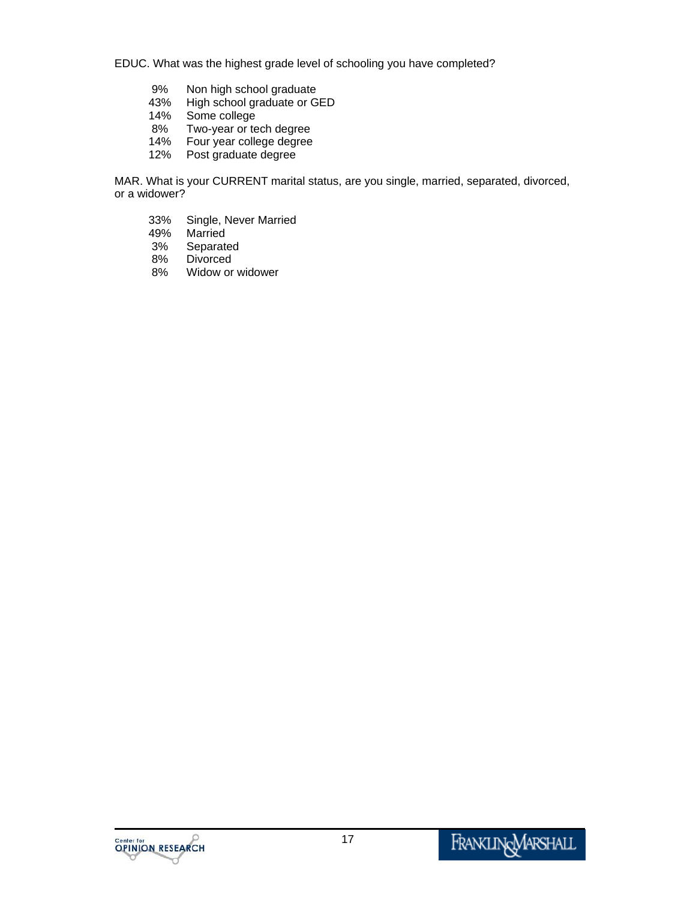EDUC. What was the highest grade level of schooling you have completed?

9% Non high school graduate
43% High school graduate or GED
14% Some college
8% Two-year or tech degree
14% Four year college degree
12% Post graduate degree

MAR. What is your CURRENT marital status, are you single, married, separated, divorced, or a widower?

33% Single, Never Married
49% Married
3% Separated
8% Divorced
8% Widow or widower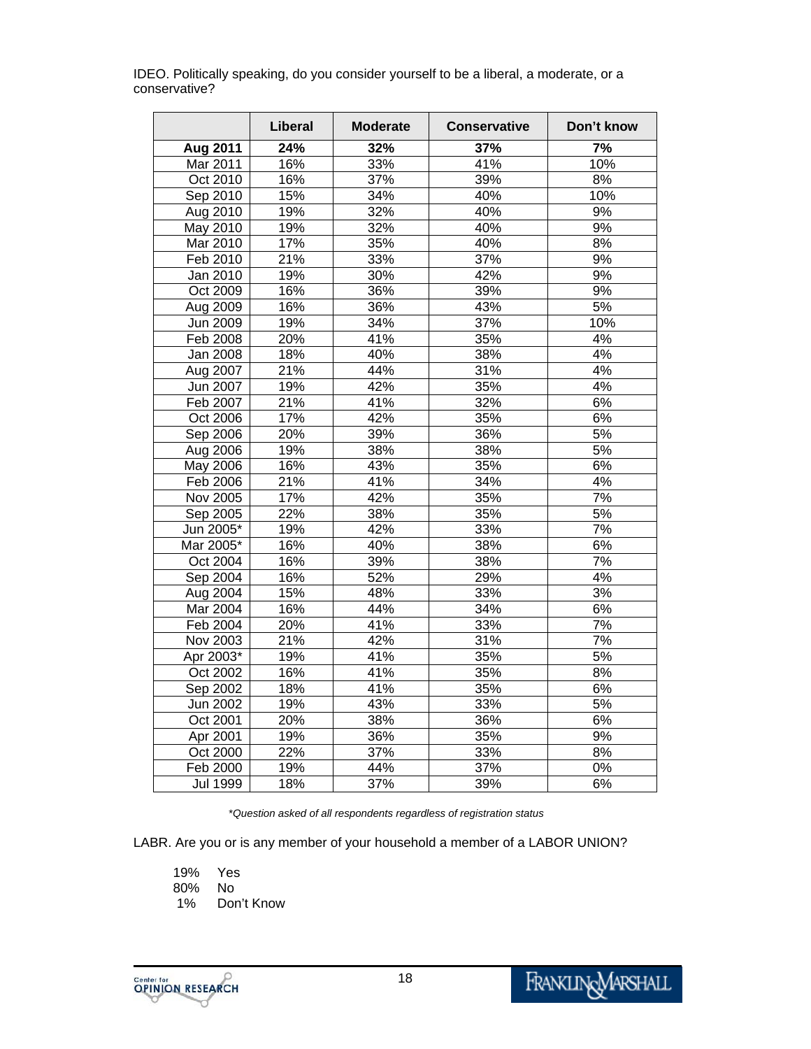IDEO. Politically speaking, do you consider yourself to be a liberal, a moderate, or a conservative?

| | Liberal | Moderate | Conservative | Don't know |
|---|---|---|---|---|
| **Aug 2011** | **24%** | **32%** | **37%** | **7%** |
| Mar 2011 | 16% | 33% | 41% | 10% |
| Oct 2010 | 16% | 37% | 39% | 8% |
| Sep 2010 | 15% | 34% | 40% | 10% |
| Aug 2010 | 19% | 32% | 40% | 9% |
| May 2010 | 19% | 32% | 40% | 9% |
| Mar 2010 | 17% | 35% | 40% | 8% |
| Feb 2010 | 21% | 33% | 37% | 9% |
| Jan 2010 | 19% | 30% | 42% | 9% |
| Oct 2009 | 16% | 36% | 39% | 9% |
| Aug 2009 | 16% | 36% | 43% | 5% |
| Jun 2009 | 19% | 34% | 37% | 10% |
| Feb 2008 | 20% | 41% | 35% | 4% |
| Jan 2008 | 18% | 40% | 38% | 4% |
| Aug 2007 | 21% | 44% | 31% | 4% |
| Jun 2007 | 19% | 42% | 35% | 4% |
| Feb 2007 | 21% | 41% | 32% | 6% |
| Oct 2006 | 17% | 42% | 35% | 6% |
| Sep 2006 | 20% | 39% | 36% | 5% |
| Aug 2006 | 19% | 38% | 38% | 5% |
| May 2006 | 16% | 43% | 35% | 6% |
| Feb 2006 | 21% | 41% | 34% | 4% |
| Nov 2005 | 17% | 42% | 35% | 7% |
| Sep 2005 | 22% | 38% | 35% | 5% |
| Jun 2005* | 19% | 42% | 33% | 7% |
| Mar 2005* | 16% | 40% | 38% | 6% |
| Oct 2004 | 16% | 39% | 38% | 7% |
| Sep 2004 | 16% | 52% | 29% | 4% |
| Aug 2004 | 15% | 48% | 33% | 3% |
| Mar 2004 | 16% | 44% | 34% | 6% |
| Feb 2004 | 20% | 41% | 33% | 7% |
| Nov 2003 | 21% | 42% | 31% | 7% |
| Apr 2003* | 19% | 41% | 35% | 5% |
| Oct 2002 | 16% | 41% | 35% | 8% |
| Sep 2002 | 18% | 41% | 35% | 6% |
| Jun 2002 | 19% | 43% | 33% | 5% |
| Oct 2001 | 20% | 38% | 36% | 6% |
| Apr 2001 | 19% | 36% | 35% | 9% |
| Oct 2000 | 22% | 37% | 33% | 8% |
| Feb 2000 | 19% | 44% | 37% | 0% |
| Jul 1999 | 18% | 37% | 39% | 6% |

*\*Question asked of all respondents regardless of registration status*

LABR. Are you or is any member of your household a member of a LABOR UNION?

19% Yes
80% No
1% Don't Know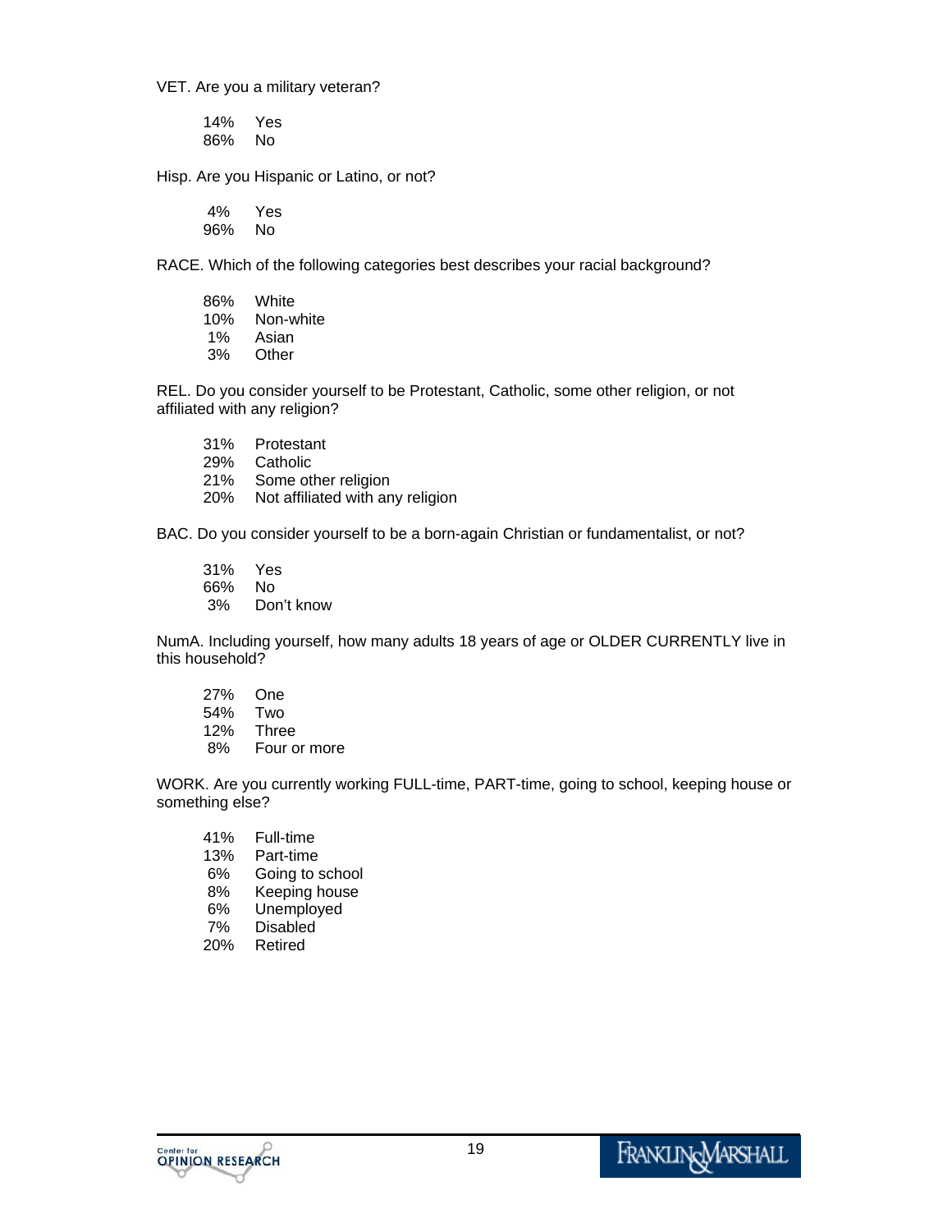VET. Are you a military veteran?

14% Yes
86% No

Hisp. Are you Hispanic or Latino, or not?

4% Yes
96% No

RACE. Which of the following categories best describes your racial background?

86% White
10% Non-white
1% Asian
3% Other

REL. Do you consider yourself to be Protestant, Catholic, some other religion, or not affiliated with any religion?

31% Protestant
29% Catholic
21% Some other religion
20% Not affiliated with any religion

BAC. Do you consider yourself to be a born-again Christian or fundamentalist, or not?

31% Yes
66% No
3% Don't know

NumA. Including yourself, how many adults 18 years of age or OLDER CURRENTLY live in this household?

27% One
54% Two
12% Three
8% Four or more

WORK. Are you currently working FULL-time, PART-time, going to school, keeping house or something else?

41% Full-time
13% Part-time
6% Going to school
8% Keeping house
6% Unemployed
7% Disabled
20% Retired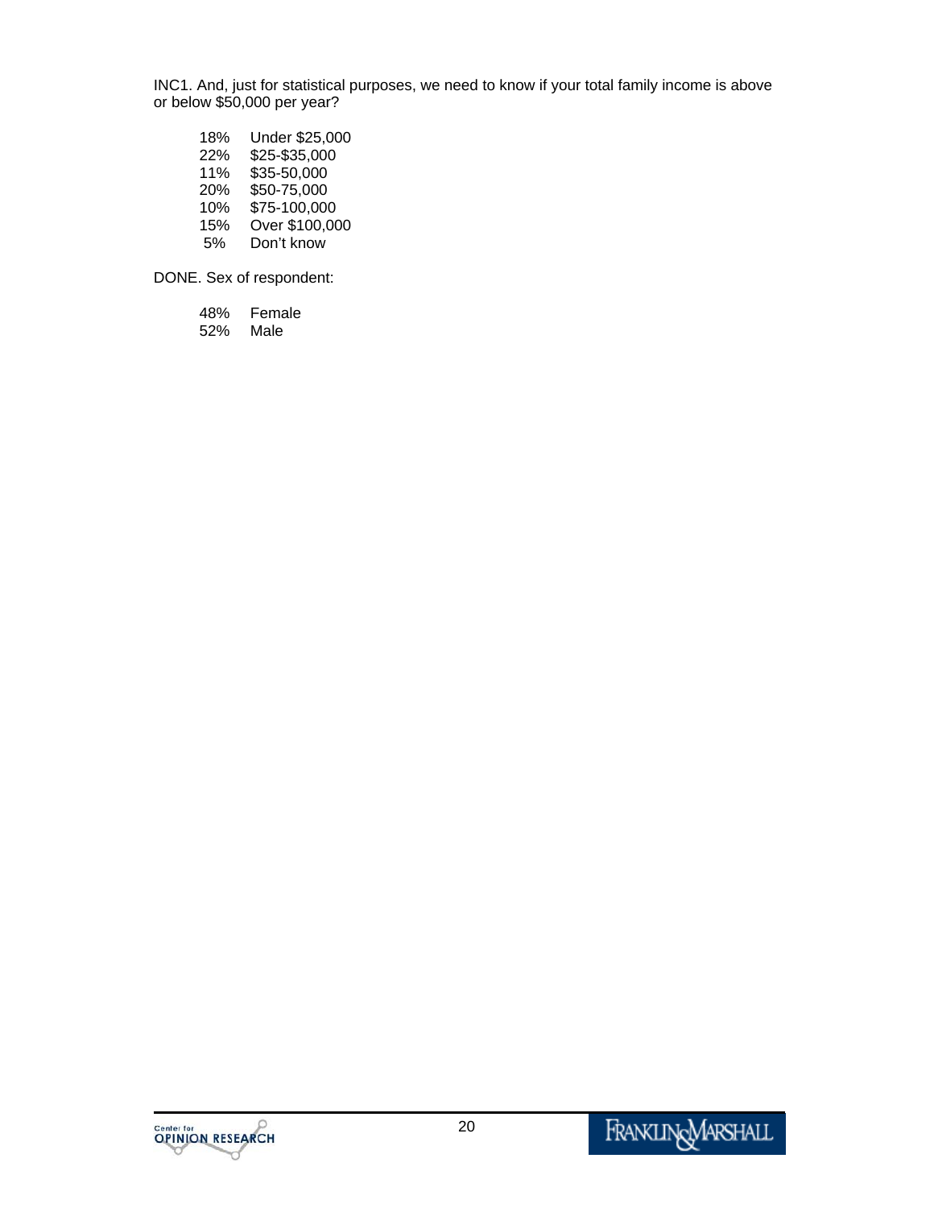INC1. And, just for statistical purposes, we need to know if your total family income is above or below $50,000 per year?

| | |
|---|---|
| 18% | Under $25,000 |
| 22% | $25-$35,000 |
| 11% | $35-50,000 |
| 20% | $50-75,000 |
| 10% | $75-100,000 |
| 15% | Over $100,000 |
| 5% | Don't know |

DONE. Sex of respondent:

| | |
|---|---|
| 48% | Female |
| 52% | Male |